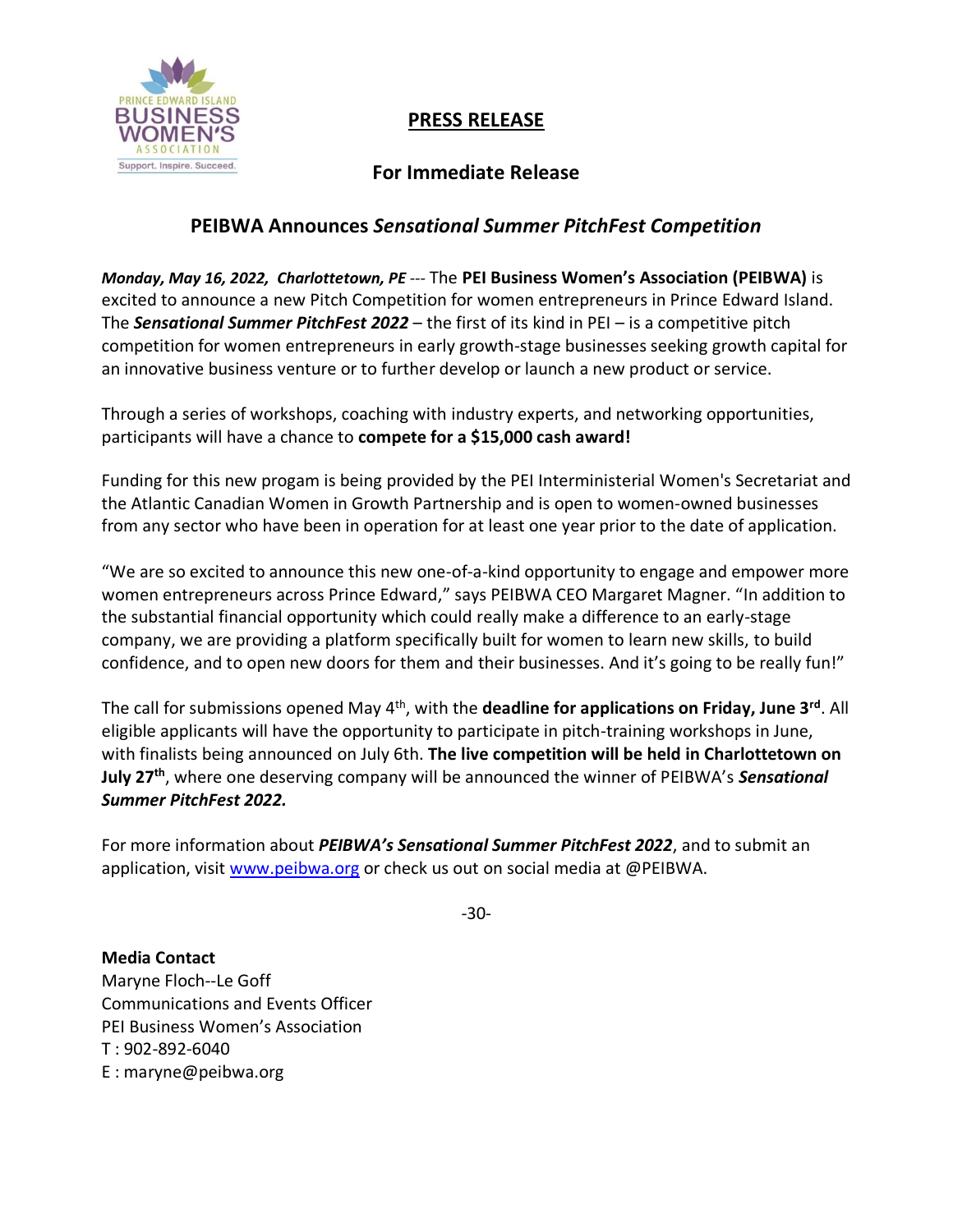PRINCE EDWARD ISLAND
BUSINESS WOMEN'S
ASSOCIATION
Support. Inspire. Succeed.

# PRESS RELEASE

## For Immediate Release

## PEIBWA Announces *Sensational Summer PitchFest Competition*

***Monday, May 16, 2022, Charlottetown, PE*** --- The **PEI Business Women's Association (PEIBWA)** is excited to announce a new Pitch Competition for women entrepreneurs in Prince Edward Island. The ***Sensational Summer PitchFest 2022*** – the first of its kind in PEI – is a competitive pitch competition for women entrepreneurs in early growth-stage businesses seeking growth capital for an innovative business venture or to further develop or launch a new product or service.

Through a series of workshops, coaching with industry experts, and networking opportunities, participants will have a chance to **compete for a $15,000 cash award!**

Funding for this new progam is being provided by the PEI Interministerial Women's Secretariat and the Atlantic Canadian Women in Growth Partnership and is open to women-owned businesses from any sector who have been in operation for at least one year prior to the date of application.

"We are so excited to announce this new one-of-a-kind opportunity to engage and empower more women entrepreneurs across Prince Edward," says PEIBWA CEO Margaret Magner. "In addition to the substantial financial opportunity which could really make a difference to an early-stage company, we are providing a platform specifically built for women to learn new skills, to build confidence, and to open new doors for them and their businesses. And it's going to be really fun!"

The call for submissions opened May 4th, with the **deadline for applications on Friday, June 3rd**. All eligible applicants will have the opportunity to participate in pitch-training workshops in June, with finalists being announced on July 6th. **The live competition will be held in Charlottetown on July 27th**, where one deserving company will be announced the winner of PEIBWA's ***Sensational Summer PitchFest 2022.***

For more information about ***PEIBWA's Sensational Summer PitchFest 2022***, and to submit an application, visit [www.peibwa.org](http://www.peibwa.org) or check us out on social media at @PEIBWA.

-30-

**Media Contact**
Maryne Floch--Le Goff
Communications and Events Officer
PEI Business Women's Association
T : 902-892-6040
E : maryne@peibwa.org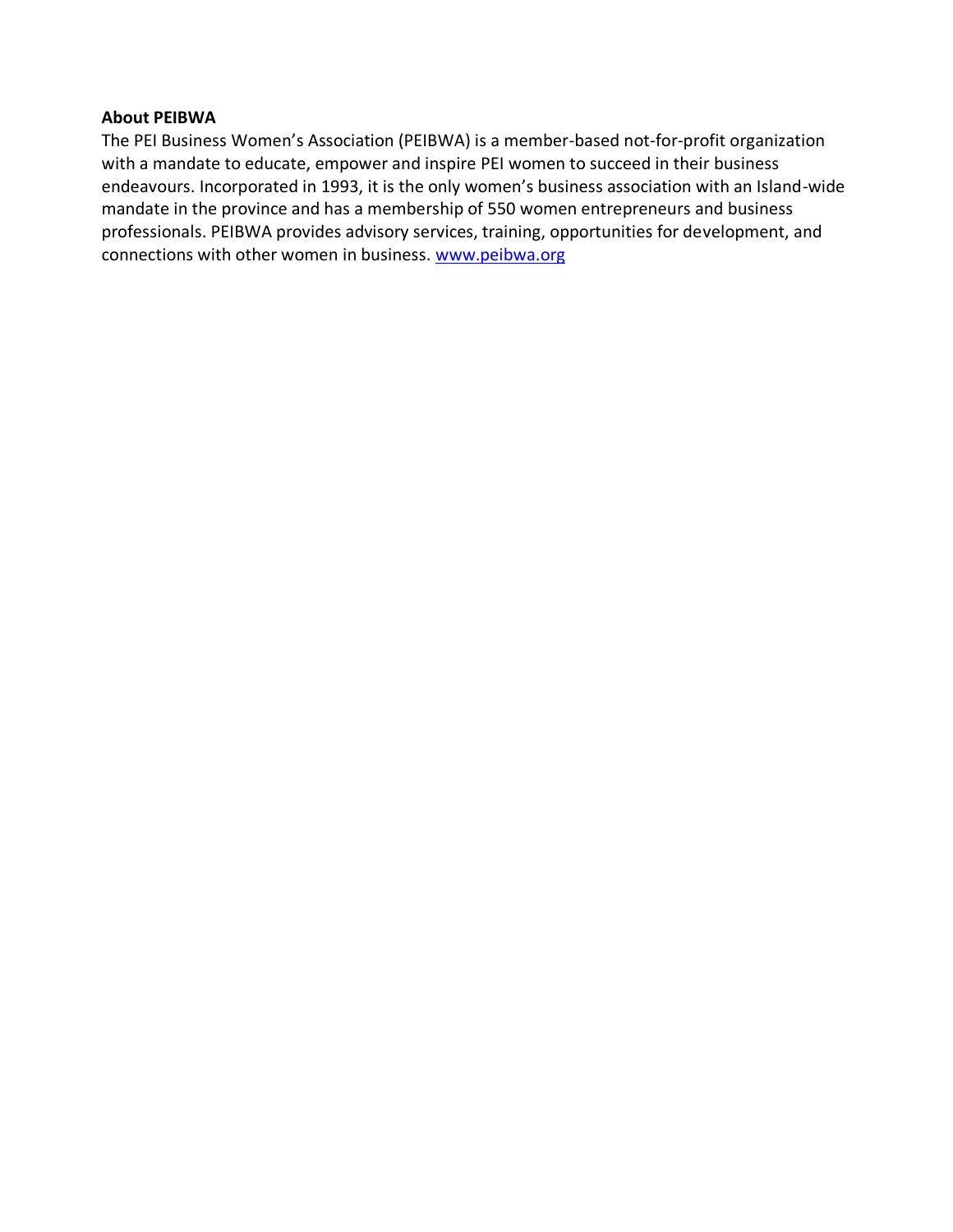**About PEIBWA**

The PEI Business Women's Association (PEIBWA) is a member-based not-for-profit organization with a mandate to educate, empower and inspire PEI women to succeed in their business endeavours. Incorporated in 1993, it is the only women's business association with an Island-wide mandate in the province and has a membership of 550 women entrepreneurs and business professionals. PEIBWA provides advisory services, training, opportunities for development, and connections with other women in business. [www.peibwa.org](http://www.peibwa.org)